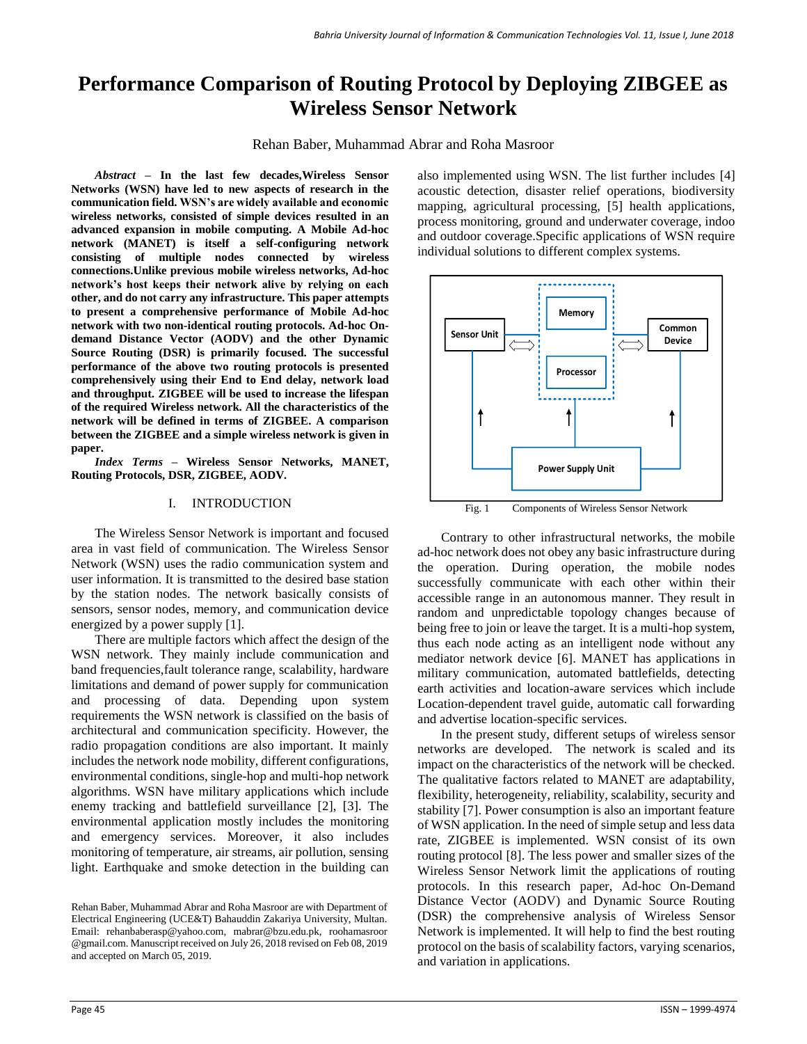# Performance Comparison of Routing Protocol by Deploying ZIBGEE as Wireless Sensor Network

Rehan Baber, Muhammad Abrar and Roha Masroor

***Abstract* – In the last few decades,Wireless Sensor Networks (WSN) have led to new aspects of research in the communication field. WSN's are widely available and economic wireless networks, consisted of simple devices resulted in an advanced expansion in mobile computing. A Mobile Ad-hoc network (MANET) is itself a self-configuring network consisting of multiple nodes connected by wireless connections.Unlike previous mobile wireless networks, Ad-hoc network's host keeps their network alive by relying on each other, and do not carry any infrastructure. This paper attempts to present a comprehensive performance of Mobile Ad-hoc network with two non-identical routing protocols. Ad-hoc On-demand Distance Vector (AODV) and the other Dynamic Source Routing (DSR) is primarily focused. The successful performance of the above two routing protocols is presented comprehensively using their End to End delay, network load and throughput. ZIGBEE will be used to increase the lifespan of the required Wireless network. All the characteristics of the network will be defined in terms of ZIGBEE. A comparison between the ZIGBEE and a simple wireless network is given in paper.**

***Index Terms* – Wireless Sensor Networks, MANET, Routing Protocols, DSR, ZIGBEE, AODV.**

## I. INTRODUCTION

The Wireless Sensor Network is important and focused area in vast field of communication. The Wireless Sensor Network (WSN) uses the radio communication system and user information. It is transmitted to the desired base station by the station nodes. The network basically consists of sensors, sensor nodes, memory, and communication device energized by a power supply [1].

There are multiple factors which affect the design of the WSN network. They mainly include communication and band frequencies,fault tolerance range, scalability, hardware limitations and demand of power supply for communication and processing of data. Depending upon system requirements the WSN network is classified on the basis of architectural and communication specificity. However, the radio propagation conditions are also important. It mainly includes the network node mobility, different configurations, environmental conditions, single-hop and multi-hop network algorithms. WSN have military applications which include enemy tracking and battlefield surveillance [2], [3]. The environmental application mostly includes the monitoring and emergency services. Moreover, it also includes monitoring of temperature, air streams, air pollution, sensing light. Earthquake and smoke detection in the building can also implemented using WSN. The list further includes [4] acoustic detection, disaster relief operations, biodiversity mapping, agricultural processing, [5] health applications, process monitoring, ground and underwater coverage, indoo and outdoor coverage.Specific applications of WSN require individual solutions to different complex systems.

Fig. 1 Components of Wireless Sensor Network

Contrary to other infrastructural networks, the mobile ad-hoc network does not obey any basic infrastructure during the operation. During operation, the mobile nodes successfully communicate with each other within their accessible range in an autonomous manner. They result in random and unpredictable topology changes because of being free to join or leave the target. It is a multi-hop system, thus each node acting as an intelligent node without any mediator network device [6]. MANET has applications in military communication, automated battlefields, detecting earth activities and location-aware services which include Location-dependent travel guide, automatic call forwarding and advertise location-specific services.

In the present study, different setups of wireless sensor networks are developed. The network is scaled and its impact on the characteristics of the network will be checked. The qualitative factors related to MANET are adaptability, flexibility, heterogeneity, reliability, scalability, security and stability [7]. Power consumption is also an important feature of WSN application. In the need of simple setup and less data rate, ZIGBEE is implemented. WSN consist of its own routing protocol [8]. The less power and smaller sizes of the Wireless Sensor Network limit the applications of routing protocols. In this research paper, Ad-hoc On-Demand Distance Vector (AODV) and Dynamic Source Routing (DSR) the comprehensive analysis of Wireless Sensor Network is implemented. It will help to find the best routing protocol on the basis of scalability factors, varying scenarios, and variation in applications.

Rehan Baber, Muhammad Abrar and Roha Masroor are with Department of Electrical Engineering (UCE&T) Bahauddin Zakariya University, Multan. Email: rehanbaberasp@yahoo.com, mabrar@bzu.edu.pk, roohamasroor @gmail.com. Manuscript received on July 26, 2018 revised on Feb 08, 2019 and accepted on March 05, 2019.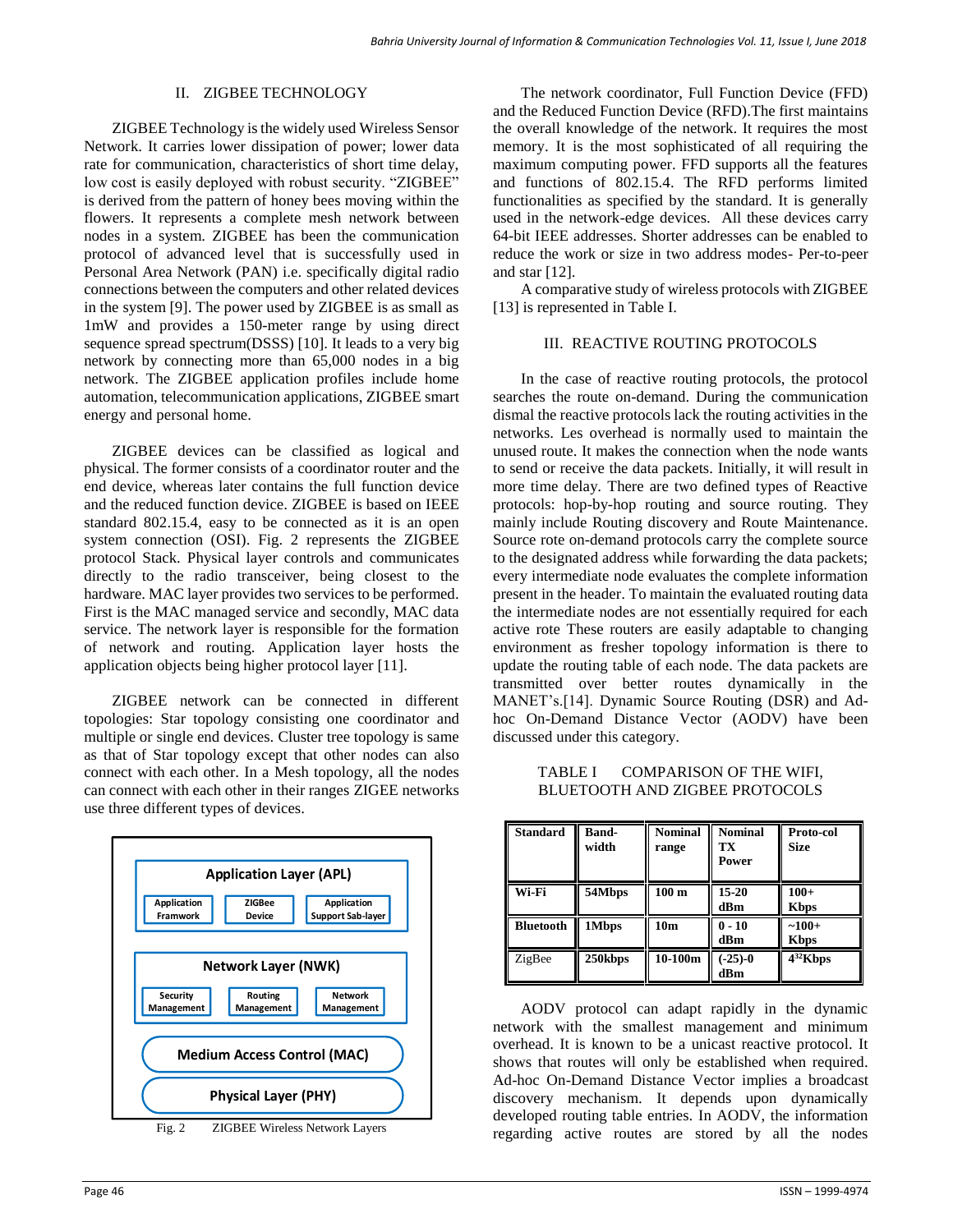## II. ZIGBEE TECHNOLOGY

ZIGBEE Technology is the widely used Wireless Sensor Network. It carries lower dissipation of power; lower data rate for communication, characteristics of short time delay, low cost is easily deployed with robust security. "ZIGBEE" is derived from the pattern of honey bees moving within the flowers. It represents a complete mesh network between nodes in a system. ZIGBEE has been the communication protocol of advanced level that is successfully used in Personal Area Network (PAN) i.e. specifically digital radio connections between the computers and other related devices in the system [9]. The power used by ZIGBEE is as small as 1mW and provides a 150-meter range by using direct sequence spread spectrum(DSSS) [10]. It leads to a very big network by connecting more than 65,000 nodes in a big network. The ZIGBEE application profiles include home automation, telecommunication applications, ZIGBEE smart energy and personal home.

ZIGBEE devices can be classified as logical and physical. The former consists of a coordinator router and the end device, whereas later contains the full function device and the reduced function device. ZIGBEE is based on IEEE standard 802.15.4, easy to be connected as it is an open system connection (OSI). Fig. 2 represents the ZIGBEE protocol Stack. Physical layer controls and communicates directly to the radio transceiver, being closest to the hardware. MAC layer provides two services to be performed. First is the MAC managed service and secondly, MAC data service. The network layer is responsible for the formation of network and routing. Application layer hosts the application objects being higher protocol layer [11].

ZIGBEE network can be connected in different topologies: Star topology consisting one coordinator and multiple or single end devices. Cluster tree topology is same as that of Star topology except that other nodes can also connect with each other. In a Mesh topology, all the nodes can connect with each other in their ranges ZIGEE networks use three different types of devices.

Application Layer (APL): Application Framwork | ZIGBee Device | Application Support Sab-layer

Network Layer (NWK): Security Management | Routing Management | Network Management

Medium Access Control (MAC)

Physical Layer (PHY)

Fig. 2 ZIGBEE Wireless Network Layers

The network coordinator, Full Function Device (FFD) and the Reduced Function Device (RFD).The first maintains the overall knowledge of the network. It requires the most memory. It is the most sophisticated of all requiring the maximum computing power. FFD supports all the features and functions of 802.15.4. The RFD performs limited functionalities as specified by the standard. It is generally used in the network-edge devices. All these devices carry 64-bit IEEE addresses. Shorter addresses can be enabled to reduce the work or size in two address modes- Per-to-peer and star [12].

A comparative study of wireless protocols with ZIGBEE [13] is represented in Table I.

## III. REACTIVE ROUTING PROTOCOLS

In the case of reactive routing protocols, the protocol searches the route on-demand. During the communication dismal the reactive protocols lack the routing activities in the networks. Les overhead is normally used to maintain the unused route. It makes the connection when the node wants to send or receive the data packets. Initially, it will result in more time delay. There are two defined types of Reactive protocols: hop-by-hop routing and source routing. They mainly include Routing discovery and Route Maintenance. Source rote on-demand protocols carry the complete source to the designated address while forwarding the data packets; every intermediate node evaluates the complete information present in the header. To maintain the evaluated routing data the intermediate nodes are not essentially required for each active rote These routers are easily adaptable to changing environment as fresher topology information is there to update the routing table of each node. The data packets are transmitted over better routes dynamically in the MANET's.[14]. Dynamic Source Routing (DSR) and Ad-hoc On-Demand Distance Vector (AODV) have been discussed under this category.

TABLE I COMPARISON OF THE WIFI, BLUETOOTH AND ZIGBEE PROTOCOLS

| Standard | Band-width | Nominal range | Nominal TX Power | Proto-col Size |
|---|---|---|---|---|
| Wi-Fi | 54Mbps | 100 m | 15-20 dBm | 100+ Kbps |
| Bluetooth | 1Mbps | 10m | 0 - 10 dBm | ~100+ Kbps |
| ZigBee | 250kbps | 10-100m | (-25)-0 dBm | $4^{32}$Kbps |

AODV protocol can adapt rapidly in the dynamic network with the smallest management and minimum overhead. It is known to be a unicast reactive protocol. It shows that routes will only be established when required. Ad-hoc On-Demand Distance Vector implies a broadcast discovery mechanism. It depends upon dynamically developed routing table entries. In AODV, the information regarding active routes are stored by all the nodes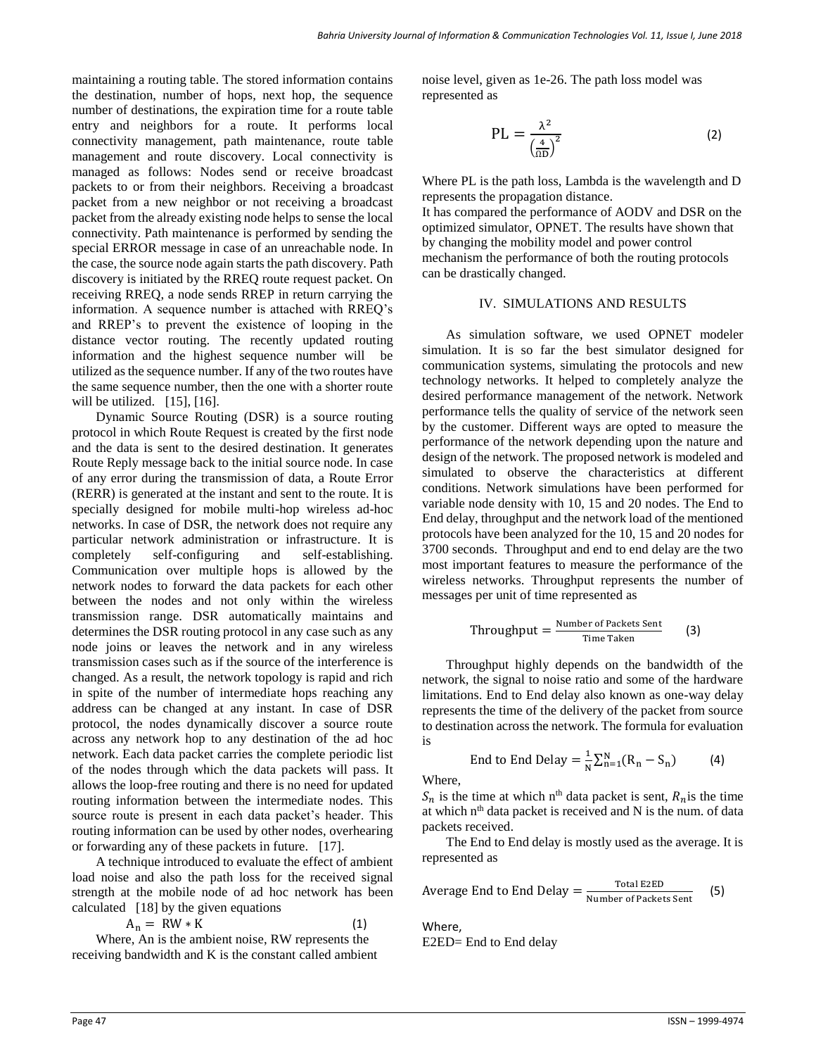maintaining a routing table. The stored information contains the destination, number of hops, next hop, the sequence number of destinations, the expiration time for a route table entry and neighbors for a route. It performs local connectivity management, path maintenance, route table management and route discovery. Local connectivity is managed as follows: Nodes send or receive broadcast packets to or from their neighbors. Receiving a broadcast packet from a new neighbor or not receiving a broadcast packet from the already existing node helps to sense the local connectivity. Path maintenance is performed by sending the special ERROR message in case of an unreachable node. In the case, the source node again starts the path discovery. Path discovery is initiated by the RREQ route request packet. On receiving RREQ, a node sends RREP in return carrying the information. A sequence number is attached with RREQ's and RREP's to prevent the existence of looping in the distance vector routing. The recently updated routing information and the highest sequence number will be utilized as the sequence number. If any of the two routes have the same sequence number, then the one with a shorter route will be utilized. [15], [16].

Dynamic Source Routing (DSR) is a source routing protocol in which Route Request is created by the first node and the data is sent to the desired destination. It generates Route Reply message back to the initial source node. In case of any error during the transmission of data, a Route Error (RERR) is generated at the instant and sent to the route. It is specially designed for mobile multi-hop wireless ad-hoc networks. In case of DSR, the network does not require any particular network administration or infrastructure. It is completely self-configuring and self-establishing. Communication over multiple hops is allowed by the network nodes to forward the data packets for each other between the nodes and not only within the wireless transmission range. DSR automatically maintains and determines the DSR routing protocol in any case such as any node joins or leaves the network and in any wireless transmission cases such as if the source of the interference is changed. As a result, the network topology is rapid and rich in spite of the number of intermediate hops reaching any address can be changed at any instant. In case of DSR protocol, the nodes dynamically discover a source route across any network hop to any destination of the ad hoc network. Each data packet carries the complete periodic list of the nodes through which the data packets will pass. It allows the loop-free routing and there is no need for updated routing information between the intermediate nodes. This source route is present in each data packet's header. This routing information can be used by other nodes, overhearing or forwarding any of these packets in future. [17].

A technique introduced to evaluate the effect of ambient load noise and also the path loss for the received signal strength at the mobile node of ad hoc network has been calculated [18] by the given equations

$$A_n = RW * K \tag{1}$$

Where, An is the ambient noise, RW represents the receiving bandwidth and K is the constant called ambient noise level, given as 1e-26. The path loss model was represented as

$$PL = \frac{\lambda^2}{\left(\frac{4}{\Omega D}\right)^2} \tag{2}$$

Where PL is the path loss, Lambda is the wavelength and D represents the propagation distance.

It has compared the performance of AODV and DSR on the optimized simulator, OPNET. The results have shown that by changing the mobility model and power control mechanism the performance of both the routing protocols can be drastically changed.

## IV. SIMULATIONS AND RESULTS

As simulation software, we used OPNET modeler simulation. It is so far the best simulator designed for communication systems, simulating the protocols and new technology networks. It helped to completely analyze the desired performance management of the network. Network performance tells the quality of service of the network seen by the customer. Different ways are opted to measure the performance of the network depending upon the nature and design of the network. The proposed network is modeled and simulated to observe the characteristics at different conditions. Network simulations have been performed for variable node density with 10, 15 and 20 nodes. The End to End delay, throughput and the network load of the mentioned protocols have been analyzed for the 10, 15 and 20 nodes for 3700 seconds. Throughput and end to end delay are the two most important features to measure the performance of the wireless networks. Throughput represents the number of messages per unit of time represented as

$$\text{Throughput} = \frac{\text{Number of Packets Sent}}{\text{Time Taken}} \tag{3}$$

Throughput highly depends on the bandwidth of the network, the signal to noise ratio and some of the hardware limitations. End to End delay also known as one-way delay represents the time of the delivery of the packet from source to destination across the network. The formula for evaluation is

$$\text{End to End Delay} = \frac{1}{N}\sum_{n=1}^{N}(R_n - S_n) \tag{4}$$

Where,

$S_n$ is the time at which $n^{th}$ data packet is sent, $R_n$ is the time at which $n^{th}$ data packet is received and N is the num. of data packets received.

The End to End delay is mostly used as the average. It is represented as

$$\text{Average End to End Delay} = \frac{\text{Total E2ED}}{\text{Number of Packets Sent}} \tag{5}$$

Where,

E2ED= End to End delay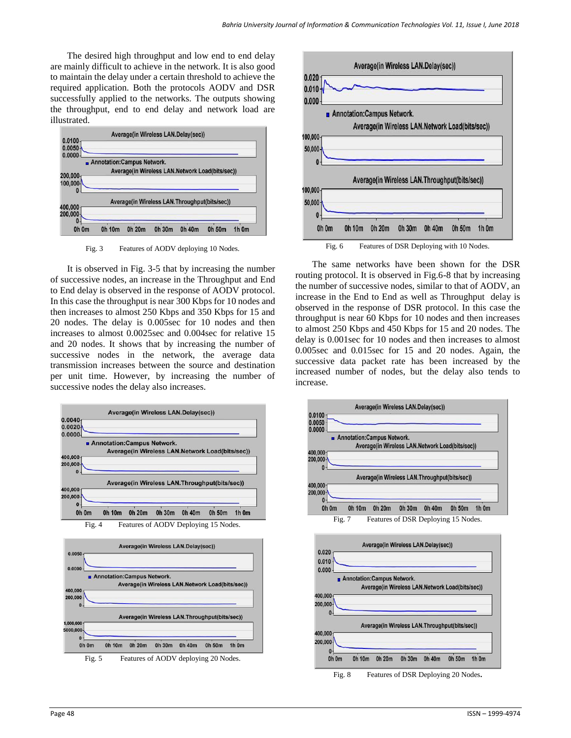The desired high throughput and low end to end delay are mainly difficult to achieve in the network. It is also good to maintain the delay under a certain threshold to achieve the required application. Both the protocols AODV and DSR successfully applied to the networks. The outputs showing the throughput, end to end delay and network load are illustrated.

Fig. 3 Features of AODV deploying 10 Nodes.

It is observed in Fig. 3-5 that by increasing the number of successive nodes, an increase in the Throughput and End to End delay is observed in the response of AODV protocol. In this case the throughput is near 300 Kbps for 10 nodes and then increases to almost 250 Kbps and 350 Kbps for 15 and 20 nodes. The delay is 0.005sec for 10 nodes and then increases to almost 0.0025sec and 0.004sec for relative 15 and 20 nodes. It shows that by increasing the number of successive nodes in the network, the average data transmission increases between the source and destination per unit time. However, by increasing the number of successive nodes the delay also increases.

Fig. 4 Features of AODV Deploying 15 Nodes.

Fig. 5 Features of AODV deploying 20 Nodes.

Fig. 6 Features of DSR Deploying with 10 Nodes.

The same networks have been shown for the DSR routing protocol. It is observed in Fig.6-8 that by increasing the number of successive nodes, similar to that of AODV, an increase in the End to End as well as Throughput delay is observed in the response of DSR protocol. In this case the throughput is near 60 Kbps for 10 nodes and then increases to almost 250 Kbps and 450 Kbps for 15 and 20 nodes. The delay is 0.001sec for 10 nodes and then increases to almost 0.005sec and 0.015sec for 15 and 20 nodes. Again, the successive data packet rate has been increased by the increased number of nodes, but the delay also tends to increase.

Fig. 7 Features of DSR Deploying 15 Nodes.

Fig. 8 Features of DSR Deploying 20 Nodes.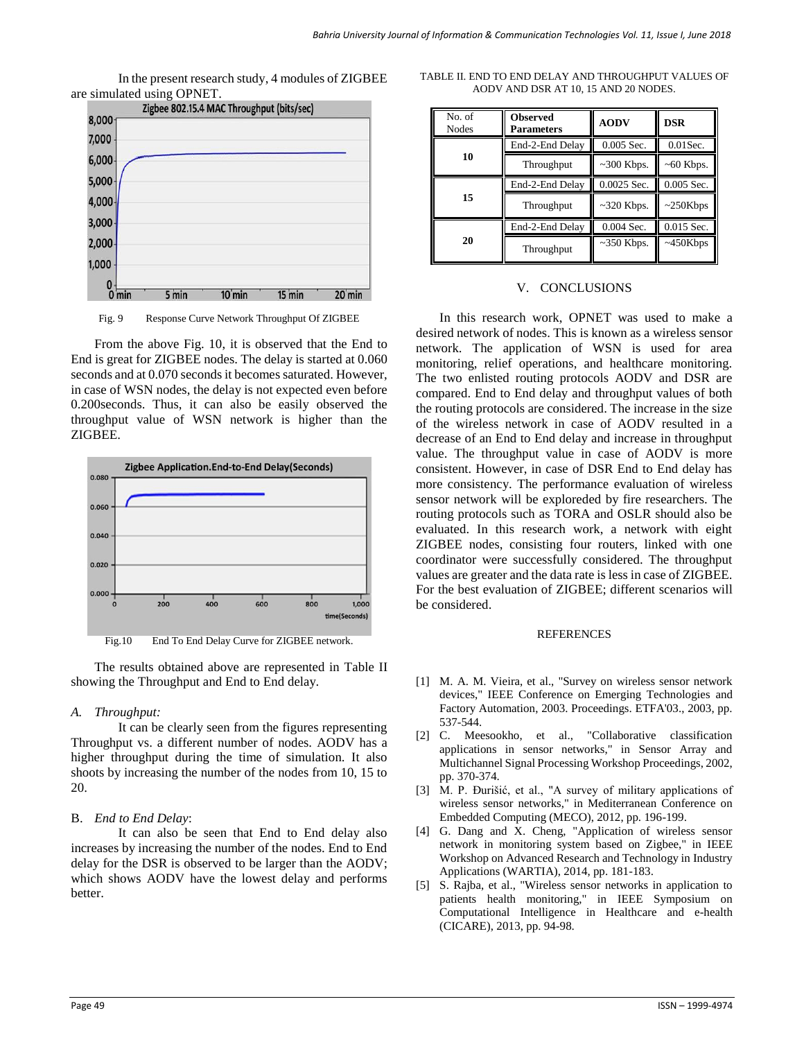In the present research study, 4 modules of ZIGBEE are simulated using OPNET.

Fig. 9 Response Curve Network Throughput Of ZIGBEE

From the above Fig. 10, it is observed that the End to End is great for ZIGBEE nodes. The delay is started at 0.060 seconds and at 0.070 seconds it becomes saturated. However, in case of WSN nodes, the delay is not expected even before 0.200seconds. Thus, it can also be easily observed the throughput value of WSN network is higher than the ZIGBEE.

Fig.10 End To End Delay Curve for ZIGBEE network.

The results obtained above are represented in Table II showing the Throughput and End to End delay.

*A. Throughput:*

It can be clearly seen from the figures representing Throughput vs. a different number of nodes. AODV has a higher throughput during the time of simulation. It also shoots by increasing the number of the nodes from 10, 15 to 20.

B. *End to End Delay*:

It can also be seen that End to End delay also increases by increasing the number of the nodes. End to End delay for the DSR is observed to be larger than the AODV; which shows AODV have the lowest delay and performs better.

TABLE II. END TO END DELAY AND THROUGHPUT VALUES OF AODV AND DSR AT 10, 15 AND 20 NODES.

| No. of Nodes | **Observed Parameters** | **AODV** | **DSR** |
|---|---|---|---|
| **10** | End-2-End Delay | 0.005 Sec. | 0.01Sec. |
| | Throughput | ~300 Kbps. | ~60 Kbps. |
| **15** | End-2-End Delay | 0.0025 Sec. | 0.005 Sec. |
| | Throughput | ~320 Kbps. | ~250Kbps |
| **20** | End-2-End Delay | 0.004 Sec. | 0.015 Sec. |
| | Throughput | ~350 Kbps. | ~450Kbps |

## V. CONCLUSIONS

In this research work, OPNET was used to make a desired network of nodes. This is known as a wireless sensor network. The application of WSN is used for area monitoring, relief operations, and healthcare monitoring. The two enlisted routing protocols AODV and DSR are compared. End to End delay and throughput values of both the routing protocols are considered. The increase in the size of the wireless network in case of AODV resulted in a decrease of an End to End delay and increase in throughput value. The throughput value in case of AODV is more consistent. However, in case of DSR End to End delay has more consistency. The performance evaluation of wireless sensor network will be exploreded by fire researchers. The routing protocols such as TORA and OSLR should also be evaluated. In this research work, a network with eight ZIGBEE nodes, consisting four routers, linked with one coordinator were successfully considered. The throughput values are greater and the data rate is less in case of ZIGBEE. For the best evaluation of ZIGBEE; different scenarios will be considered.

## REFERENCES

[1] M. A. M. Vieira, et al., "Survey on wireless sensor network devices," IEEE Conference on Emerging Technologies and Factory Automation, 2003. Proceedings. ETFA'03., 2003, pp. 537-544.

[2] C. Meesookho, et al., "Collaborative classification applications in sensor networks," in Sensor Array and Multichannel Signal Processing Workshop Proceedings, 2002, pp. 370-374.

[3] M. P. Đurišić, et al., "A survey of military applications of wireless sensor networks," in Mediterranean Conference on Embedded Computing (MECO), 2012, pp. 196-199.

[4] G. Dang and X. Cheng, "Application of wireless sensor network in monitoring system based on Zigbee," in IEEE Workshop on Advanced Research and Technology in Industry Applications (WARTIA), 2014, pp. 181-183.

[5] S. Rajba, et al., "Wireless sensor networks in application to patients health monitoring," in IEEE Symposium on Computational Intelligence in Healthcare and e-health (CICARE), 2013, pp. 94-98.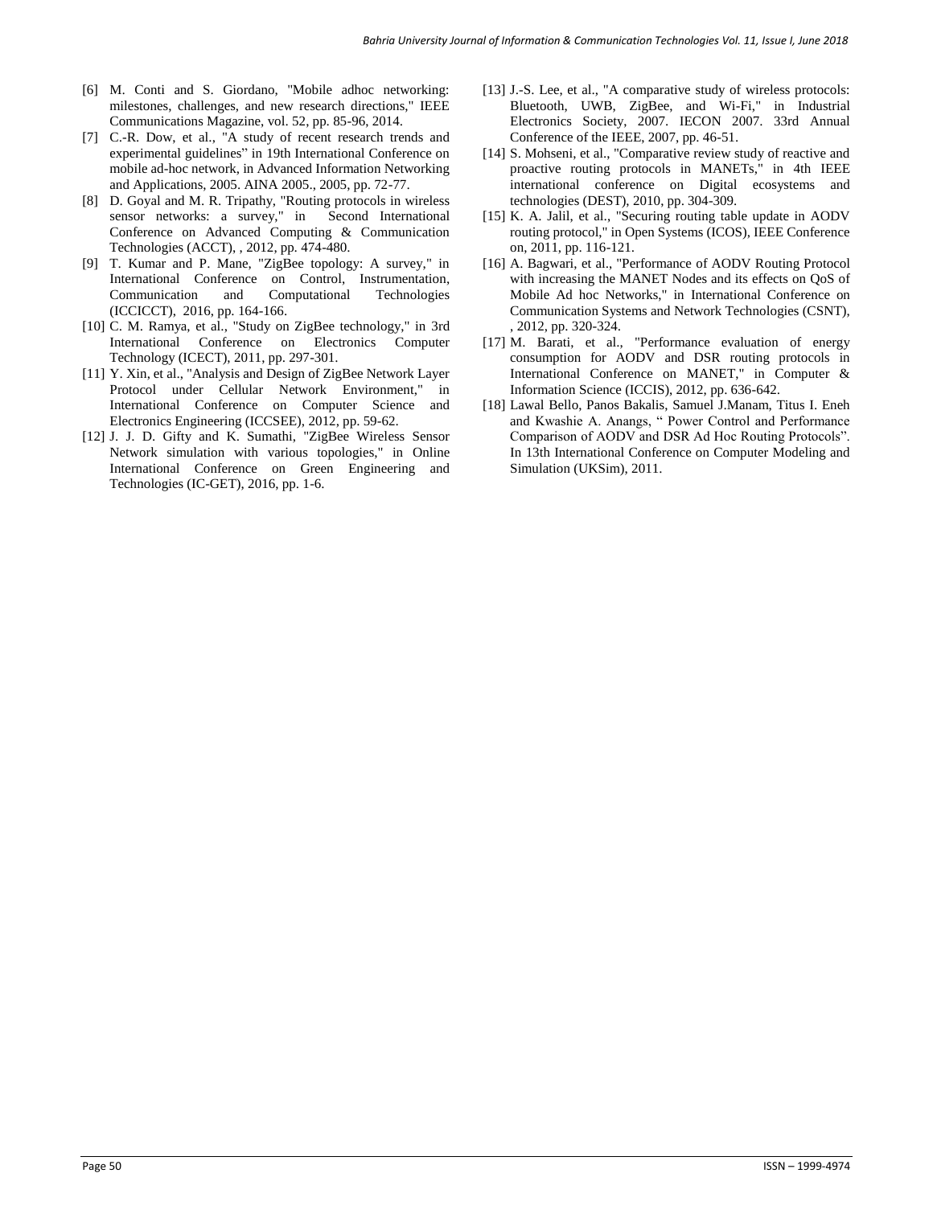[6] M. Conti and S. Giordano, "Mobile adhoc networking: milestones, challenges, and new research directions," IEEE Communications Magazine, vol. 52, pp. 85-96, 2014.

[7] C.-R. Dow, et al., "A study of recent research trends and experimental guidelines" in 19th International Conference on mobile ad-hoc network, in Advanced Information Networking and Applications, 2005. AINA 2005., 2005, pp. 72-77.

[8] D. Goyal and M. R. Tripathy, "Routing protocols in wireless sensor networks: a survey," in Second International Conference on Advanced Computing & Communication Technologies (ACCT), , 2012, pp. 474-480.

[9] T. Kumar and P. Mane, "ZigBee topology: A survey," in International Conference on Control, Instrumentation, Communication and Computational Technologies (ICCICCT), 2016, pp. 164-166.

[10] C. M. Ramya, et al., "Study on ZigBee technology," in 3rd International Conference on Electronics Computer Technology (ICECT), 2011, pp. 297-301.

[11] Y. Xin, et al., "Analysis and Design of ZigBee Network Layer Protocol under Cellular Network Environment," in International Conference on Computer Science and Electronics Engineering (ICCSEE), 2012, pp. 59-62.

[12] J. J. D. Gifty and K. Sumathi, "ZigBee Wireless Sensor Network simulation with various topologies," in Online International Conference on Green Engineering and Technologies (IC-GET), 2016, pp. 1-6.

[13] J.-S. Lee, et al., "A comparative study of wireless protocols: Bluetooth, UWB, ZigBee, and Wi-Fi," in Industrial Electronics Society, 2007. IECON 2007. 33rd Annual Conference of the IEEE, 2007, pp. 46-51.

[14] S. Mohseni, et al., "Comparative review study of reactive and proactive routing protocols in MANETs," in 4th IEEE international conference on Digital ecosystems and technologies (DEST), 2010, pp. 304-309.

[15] K. A. Jalil, et al., "Securing routing table update in AODV routing protocol," in Open Systems (ICOS), IEEE Conference on, 2011, pp. 116-121.

[16] A. Bagwari, et al., "Performance of AODV Routing Protocol with increasing the MANET Nodes and its effects on QoS of Mobile Ad hoc Networks," in International Conference on Communication Systems and Network Technologies (CSNT), , 2012, pp. 320-324.

[17] M. Barati, et al., "Performance evaluation of energy consumption for AODV and DSR routing protocols in International Conference on MANET," in Computer & Information Science (ICCIS), 2012, pp. 636-642.

[18] Lawal Bello, Panos Bakalis, Samuel J.Manam, Titus I. Eneh and Kwashie A. Anangs, " Power Control and Performance Comparison of AODV and DSR Ad Hoc Routing Protocols". In 13th International Conference on Computer Modeling and Simulation (UKSim), 2011.